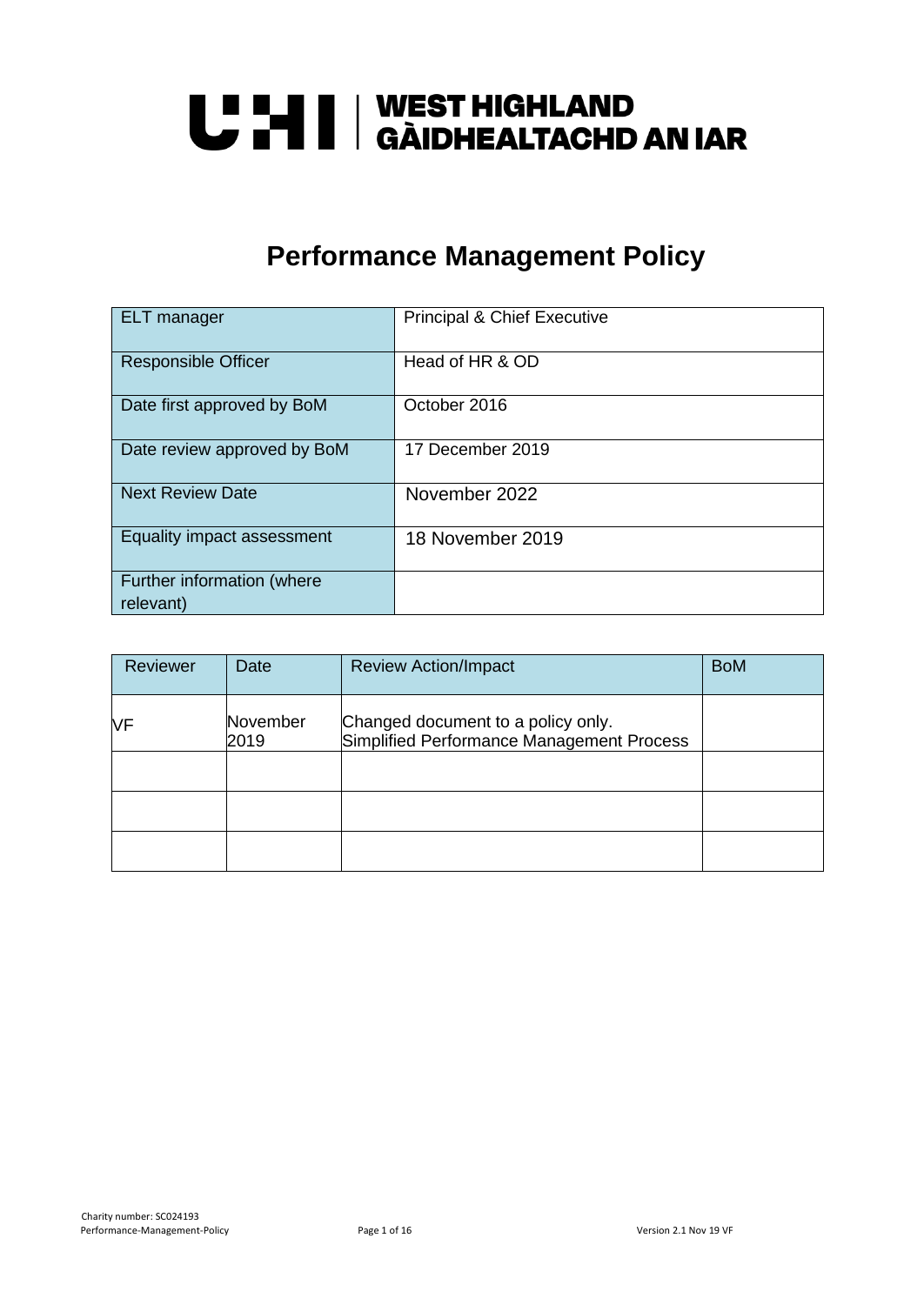UHI | WEST HIGHLAND GÀIDHEALTACHD AN IAR

# Performance Management Policy

| ELT manager | Principal & Chief Executive |
|---|---|
| Responsible Officer | Head of HR & OD |
| Date first approved by BoM | October 2016 |
| Date review approved by BoM | 17 December 2019 |
| Next Review Date | November 2022 |
| Equality impact assessment | 18 November 2019 |
| Further information (where relevant) | |

| Reviewer | Date | Review Action/Impact | BoM |
|---|---|---|---|
| VF | November 2019 | Changed document to a policy only. Simplified Performance Management Process | |
| | | | |
| | | | |
| | | | |

Charity number: SC024193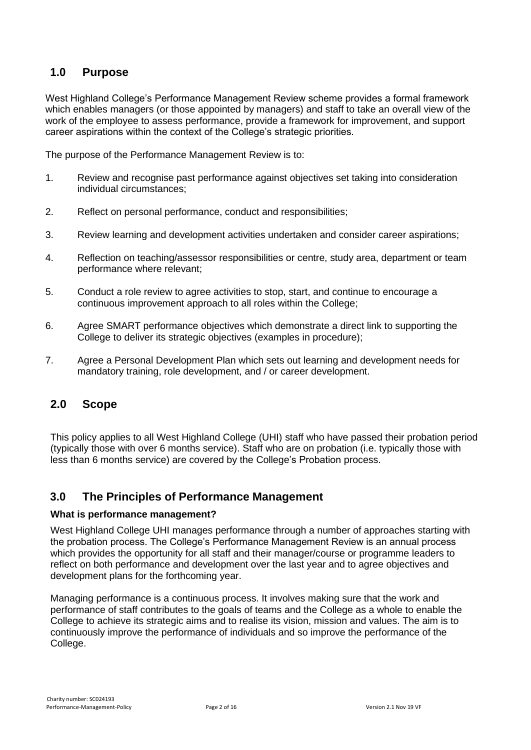## 1.0 Purpose

West Highland College's Performance Management Review scheme provides a formal framework which enables managers (or those appointed by managers) and staff to take an overall view of the work of the employee to assess performance, provide a framework for improvement, and support career aspirations within the context of the College's strategic priorities.

The purpose of the Performance Management Review is to:

1. Review and recognise past performance against objectives set taking into consideration individual circumstances;
2. Reflect on personal performance, conduct and responsibilities;
3. Review learning and development activities undertaken and consider career aspirations;
4. Reflection on teaching/assessor responsibilities or centre, study area, department or team performance where relevant;
5. Conduct a role review to agree activities to stop, start, and continue to encourage a continuous improvement approach to all roles within the College;
6. Agree SMART performance objectives which demonstrate a direct link to supporting the College to deliver its strategic objectives (examples in procedure);
7. Agree a Personal Development Plan which sets out learning and development needs for mandatory training, role development, and / or career development.

## 2.0 Scope

This policy applies to all West Highland College (UHI) staff who have passed their probation period (typically those with over 6 months service). Staff who are on probation (i.e. typically those with less than 6 months service) are covered by the College's Probation process.

## 3.0 The Principles of Performance Management

**What is performance management?**

West Highland College UHI manages performance through a number of approaches starting with the probation process. The College's Performance Management Review is an annual process which provides the opportunity for all staff and their manager/course or programme leaders to reflect on both performance and development over the last year and to agree objectives and development plans for the forthcoming year.

Managing performance is a continuous process. It involves making sure that the work and performance of staff contributes to the goals of teams and the College as a whole to enable the College to achieve its strategic aims and to realise its vision, mission and values. The aim is to continuously improve the performance of individuals and so improve the performance of the College.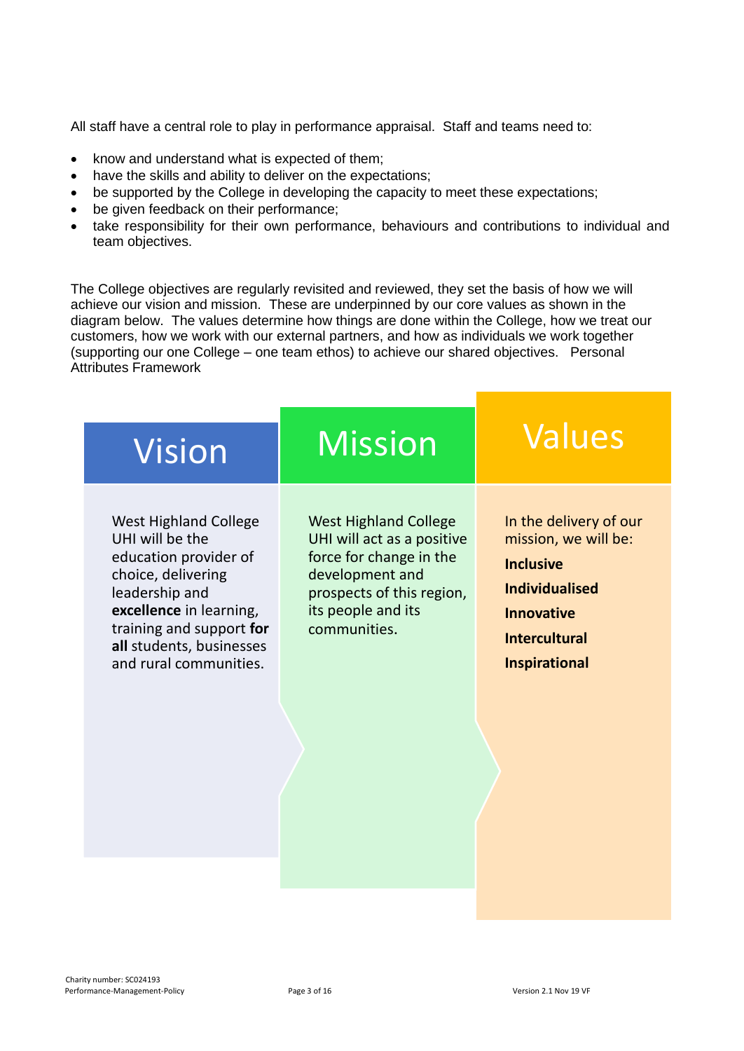All staff have a central role to play in performance appraisal. Staff and teams need to:

- know and understand what is expected of them;
- have the skills and ability to deliver on the expectations;
- be supported by the College in developing the capacity to meet these expectations;
- be given feedback on their performance;
- take responsibility for their own performance, behaviours and contributions to individual and team objectives.

The College objectives are regularly revisited and reviewed, they set the basis of how we will achieve our vision and mission. These are underpinned by our core values as shown in the diagram below. The values determine how things are done within the College, how we treat our customers, how we work with our external partners, and how as individuals we work together (supporting our one College – one team ethos) to achieve our shared objectives. Personal Attributes Framework

| Vision | Mission | Values |
| --- | --- | --- |
| West Highland College UHI will be the education provider of choice, delivering leadership and **excellence** in learning, training and support **for all** students, businesses and rural communities. | West Highland College UHI will act as a positive force for change in the development and prospects of this region, its people and its communities. | In the delivery of our mission, we will be:<br>**Inclusive**<br>**Individualised**<br>**Innovative**<br>**Intercultural**<br>**Inspirational** |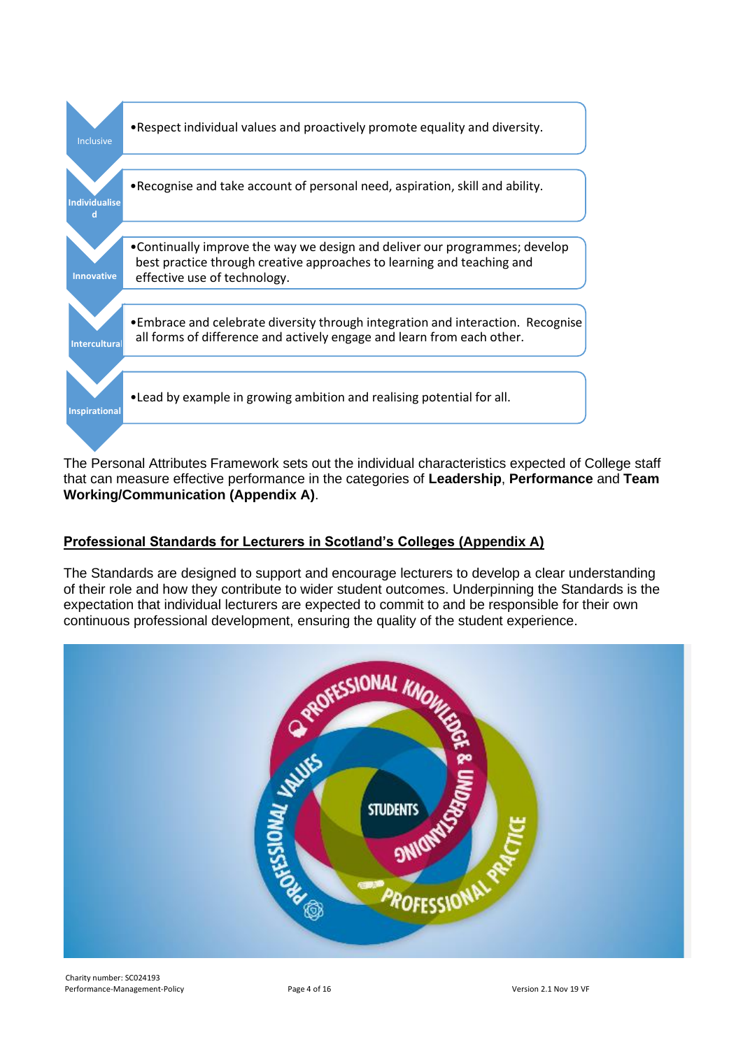| | |
|---|---|
| Inclusive | • Respect individual values and proactively promote equality and diversity. |
| Individualised | • Recognise and take account of personal need, aspiration, skill and ability. |
| Innovative | • Continually improve the way we design and deliver our programmes; develop best practice through creative approaches to learning and teaching and effective use of technology. |
| Intercultural | • Embrace and celebrate diversity through integration and interaction. Recognise all forms of difference and actively engage and learn from each other. |
| Inspirational | • Lead by example in growing ambition and realising potential for all. |

The Personal Attributes Framework sets out the individual characteristics expected of College staff that can measure effective performance in the categories of **Leadership**, **Performance** and **Team Working/Communication (Appendix A)**.

## Professional Standards for Lecturers in Scotland's Colleges (Appendix A)

The Standards are designed to support and encourage lecturers to develop a clear understanding of their role and how they contribute to wider student outcomes. Underpinning the Standards is the expectation that individual lecturers are expected to commit to and be responsible for their own continuous professional development, ensuring the quality of the student experience.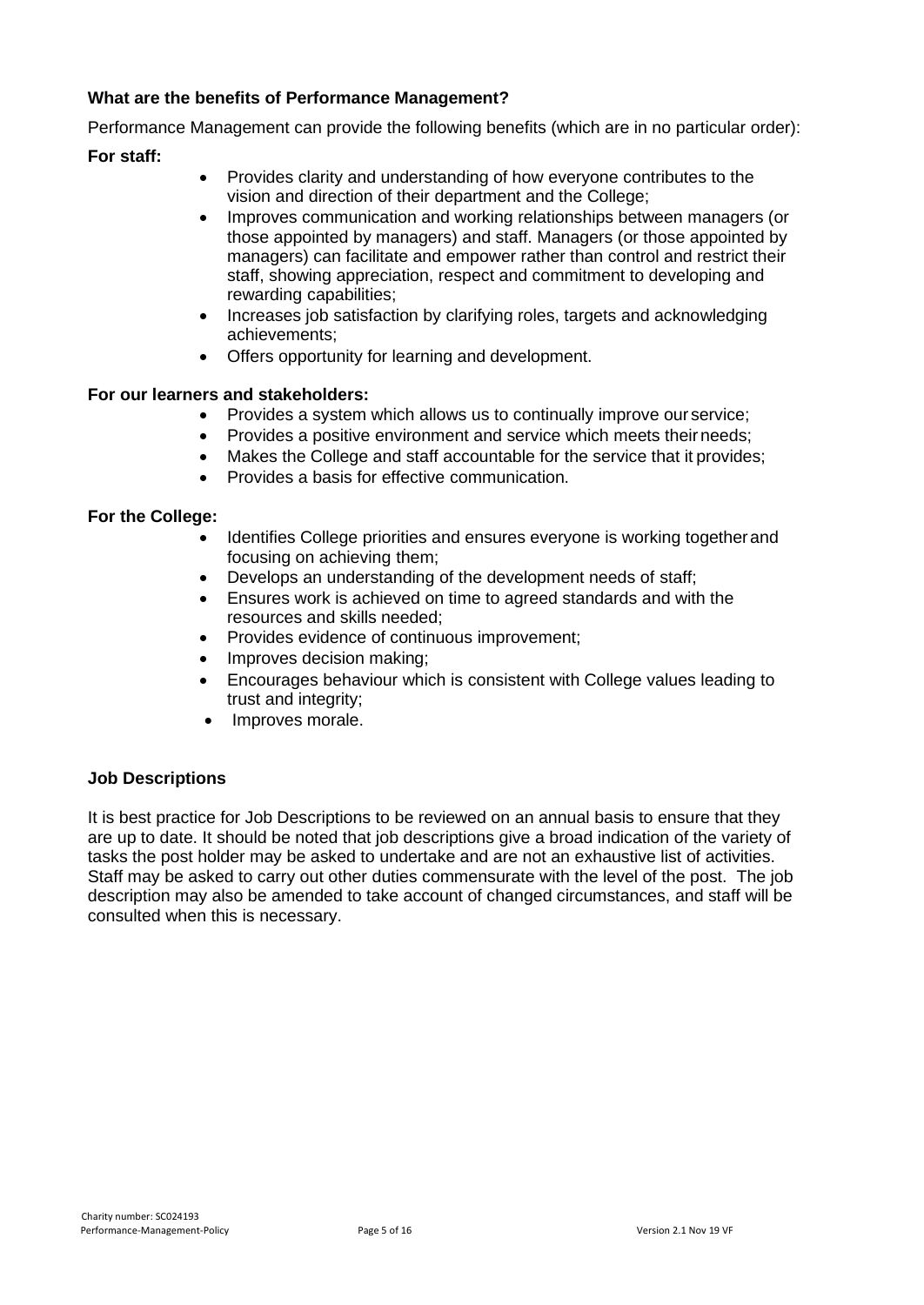### What are the benefits of Performance Management?

Performance Management can provide the following benefits (which are in no particular order):

**For staff:**

- Provides clarity and understanding of how everyone contributes to the vision and direction of their department and the College;
- Improves communication and working relationships between managers (or those appointed by managers) and staff. Managers (or those appointed by managers) can facilitate and empower rather than control and restrict their staff, showing appreciation, respect and commitment to developing and rewarding capabilities;
- Increases job satisfaction by clarifying roles, targets and acknowledging achievements;
- Offers opportunity for learning and development.

**For our learners and stakeholders:**

- Provides a system which allows us to continually improve our service;
- Provides a positive environment and service which meets their needs;
- Makes the College and staff accountable for the service that it provides;
- Provides a basis for effective communication.

**For the College:**

- Identifies College priorities and ensures everyone is working together and focusing on achieving them;
- Develops an understanding of the development needs of staff;
- Ensures work is achieved on time to agreed standards and with the resources and skills needed;
- Provides evidence of continuous improvement;
- Improves decision making;
- Encourages behaviour which is consistent with College values leading to trust and integrity;
- Improves morale.

### Job Descriptions

It is best practice for Job Descriptions to be reviewed on an annual basis to ensure that they are up to date. It should be noted that job descriptions give a broad indication of the variety of tasks the post holder may be asked to undertake and are not an exhaustive list of activities. Staff may be asked to carry out other duties commensurate with the level of the post. The job description may also be amended to take account of changed circumstances, and staff will be consulted when this is necessary.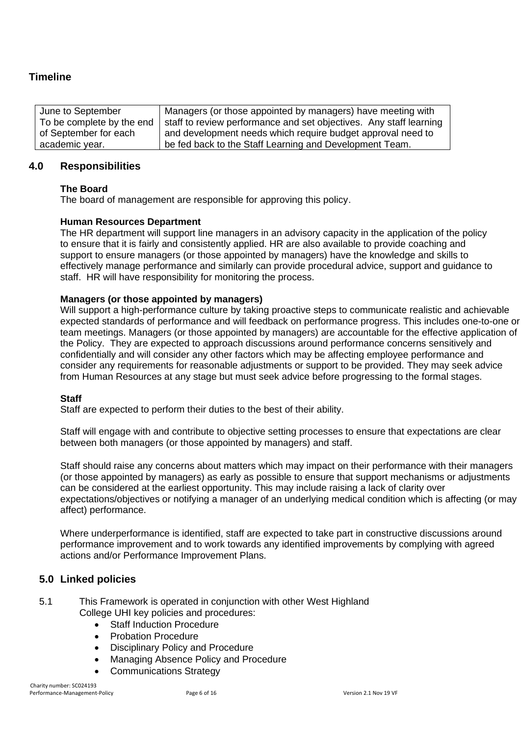## Timeline

| June to September To be complete by the end of September for each academic year. | Managers (or those appointed by managers) have meeting with staff to review performance and set objectives. Any staff learning and development needs which require budget approval need to be fed back to the Staff Learning and Development Team. |
|---|---|

## 4.0 Responsibilities

**The Board**
The board of management are responsible for approving this policy.

**Human Resources Department**
The HR department will support line managers in an advisory capacity in the application of the policy to ensure that it is fairly and consistently applied. HR are also available to provide coaching and support to ensure managers (or those appointed by managers) have the knowledge and skills to effectively manage performance and similarly can provide procedural advice, support and guidance to staff. HR will have responsibility for monitoring the process.

**Managers (or those appointed by managers)**
Will support a high-performance culture by taking proactive steps to communicate realistic and achievable expected standards of performance and will feedback on performance progress. This includes one-to-one or team meetings. Managers (or those appointed by managers) are accountable for the effective application of the Policy. They are expected to approach discussions around performance concerns sensitively and confidentially and will consider any other factors which may be affecting employee performance and consider any requirements for reasonable adjustments or support to be provided. They may seek advice from Human Resources at any stage but must seek advice before progressing to the formal stages.

**Staff**
Staff are expected to perform their duties to the best of their ability.

Staff will engage with and contribute to objective setting processes to ensure that expectations are clear between both managers (or those appointed by managers) and staff.

Staff should raise any concerns about matters which may impact on their performance with their managers (or those appointed by managers) as early as possible to ensure that support mechanisms or adjustments can be considered at the earliest opportunity. This may include raising a lack of clarity over expectations/objectives or notifying a manager of an underlying medical condition which is affecting (or may affect) performance.

Where underperformance is identified, staff are expected to take part in constructive discussions around performance improvement and to work towards any identified improvements by complying with agreed actions and/or Performance Improvement Plans.

## 5.0 Linked policies

5.1 This Framework is operated in conjunction with other West Highland College UHI key policies and procedures:

- Staff Induction Procedure
- Probation Procedure
- Disciplinary Policy and Procedure
- Managing Absence Policy and Procedure
- Communications Strategy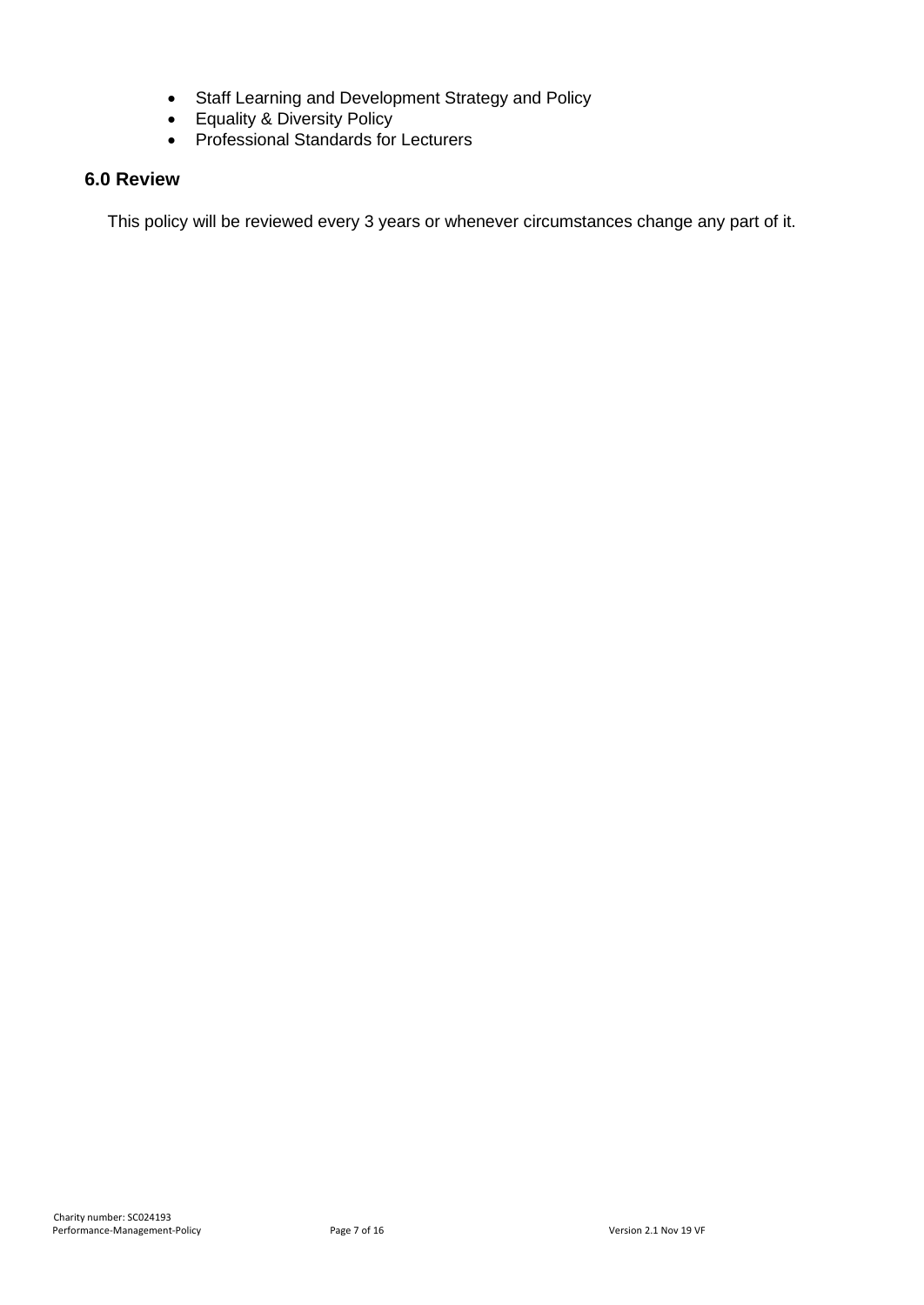- Staff Learning and Development Strategy and Policy
- Equality & Diversity Policy
- Professional Standards for Lecturers

### 6.0 Review

This policy will be reviewed every 3 years or whenever circumstances change any part of it.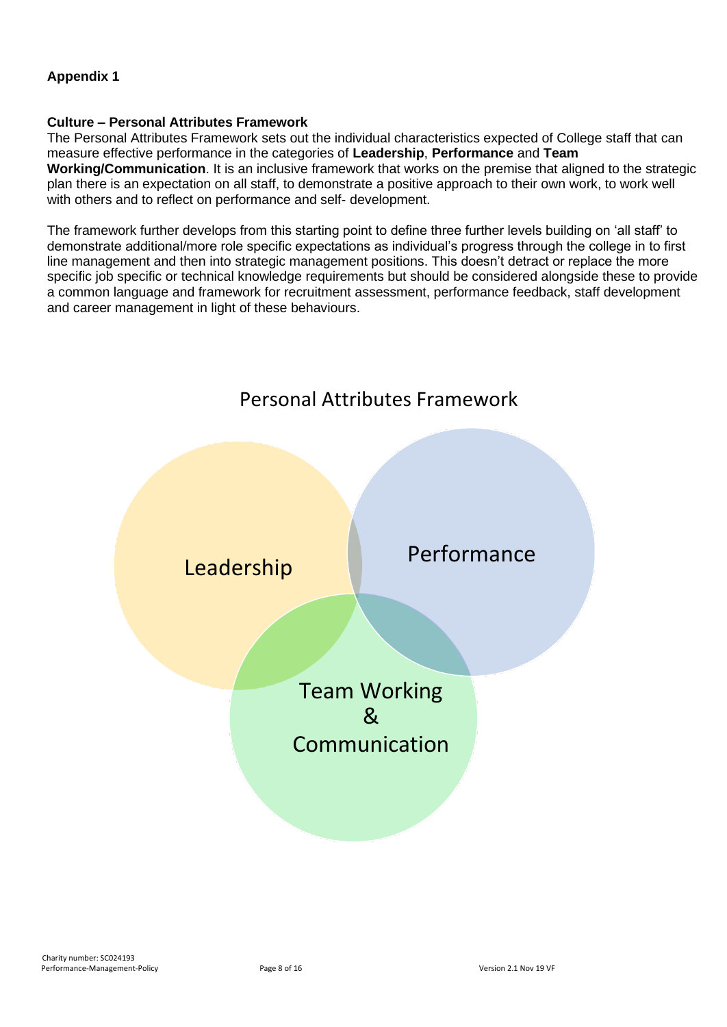## Appendix 1

**Culture – Personal Attributes Framework**

The Personal Attributes Framework sets out the individual characteristics expected of College staff that can measure effective performance in the categories of **Leadership**, **Performance** and **Team Working/Communication**. It is an inclusive framework that works on the premise that aligned to the strategic plan there is an expectation on all staff, to demonstrate a positive approach to their own work, to work well with others and to reflect on performance and self- development.

The framework further develops from this starting point to define three further levels building on 'all staff' to demonstrate additional/more role specific expectations as individual's progress through the college in to first line management and then into strategic management positions. This doesn't detract or replace the more specific job specific or technical knowledge requirements but should be considered alongside these to provide a common language and framework for recruitment assessment, performance feedback, staff development and career management in light of these behaviours.

Personal Attributes Framework

Leadership

Performance

Team Working & Communication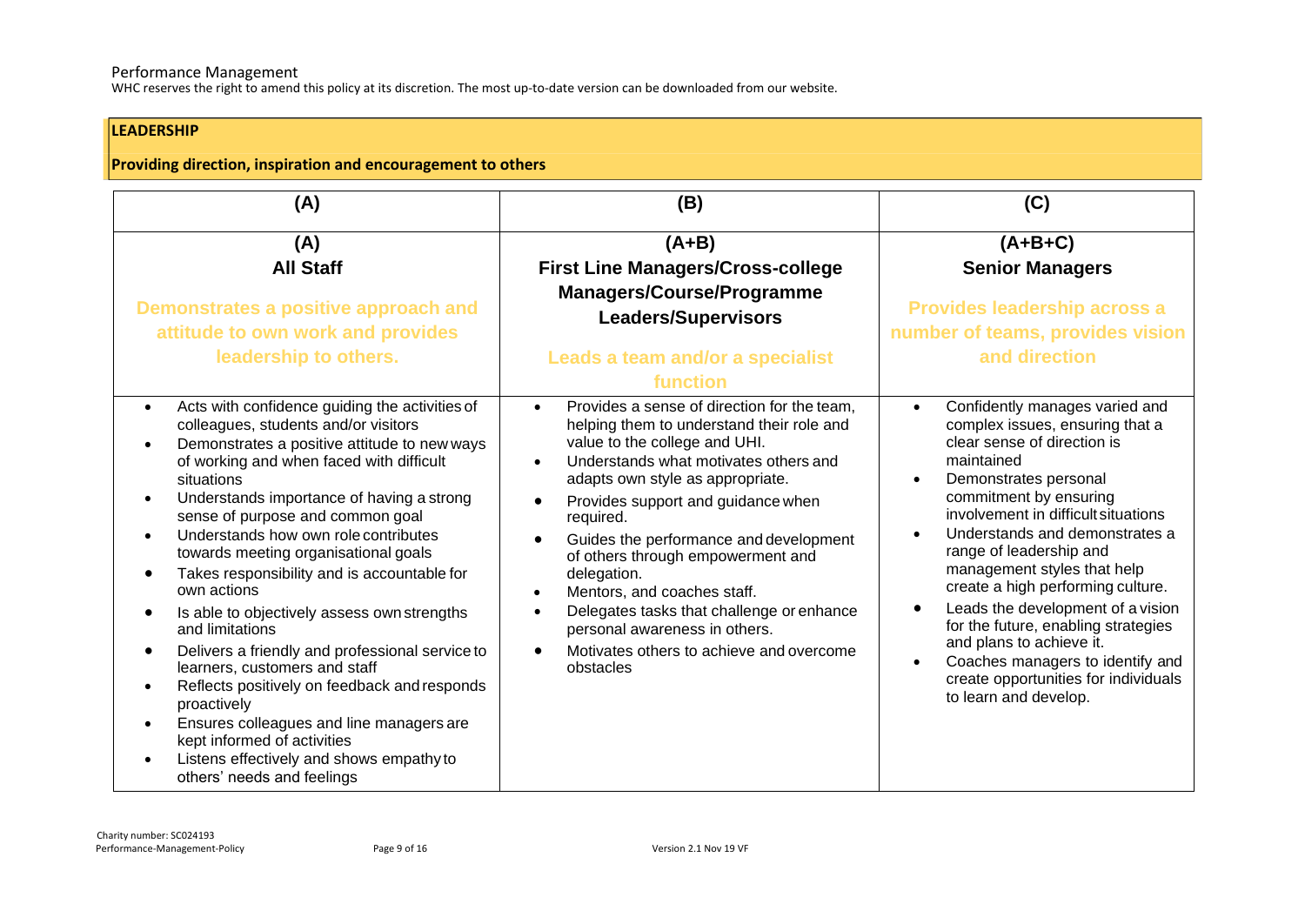## LEADERSHIP

**Providing direction, inspiration and encouragement to others**

| (A) | (B) | (C) |
|---|---|---|
| **(A)**<br>**All Staff**<br><br>**Demonstrates a positive approach and attitude to own work and provides leadership to others.** | **(A+B)**<br>**First Line Managers/Cross-college Managers/Course/Programme Leaders/Supervisors**<br><br>**Leads a team and/or a specialist function** | **(A+B+C)**<br>**Senior Managers**<br><br>**Provides leadership across a number of teams, provides vision and direction** |
| • Acts with confidence guiding the activities of colleagues, students and/or visitors<br>• Demonstrates a positive attitude to new ways of working and when faced with difficult situations<br>• Understands importance of having a strong sense of purpose and common goal<br>• Understands how own role contributes towards meeting organisational goals<br>• Takes responsibility and is accountable for own actions<br>• Is able to objectively assess own strengths and limitations<br>• Delivers a friendly and professional service to learners, customers and staff<br>• Reflects positively on feedback and responds proactively<br>• Ensures colleagues and line managers are kept informed of activities<br>• Listens effectively and shows empathy to others' needs and feelings | • Provides a sense of direction for the team, helping them to understand their role and value to the college and UHI.<br>• Understands what motivates others and adapts own style as appropriate.<br>• Provides support and guidance when required.<br>• Guides the performance and development of others through empowerment and delegation.<br>• Mentors, and coaches staff.<br>• Delegates tasks that challenge or enhance personal awareness in others.<br>• Motivates others to achieve and overcome obstacles | • Confidently manages varied and complex issues, ensuring that a clear sense of direction is maintained<br>• Demonstrates personal commitment by ensuring involvement in difficult situations<br>• Understands and demonstrates a range of leadership and management styles that help create a high performing culture.<br>• Leads the development of a vision for the future, enabling strategies and plans to achieve it.<br>• Coaches managers to identify and create opportunities for individuals to learn and develop. |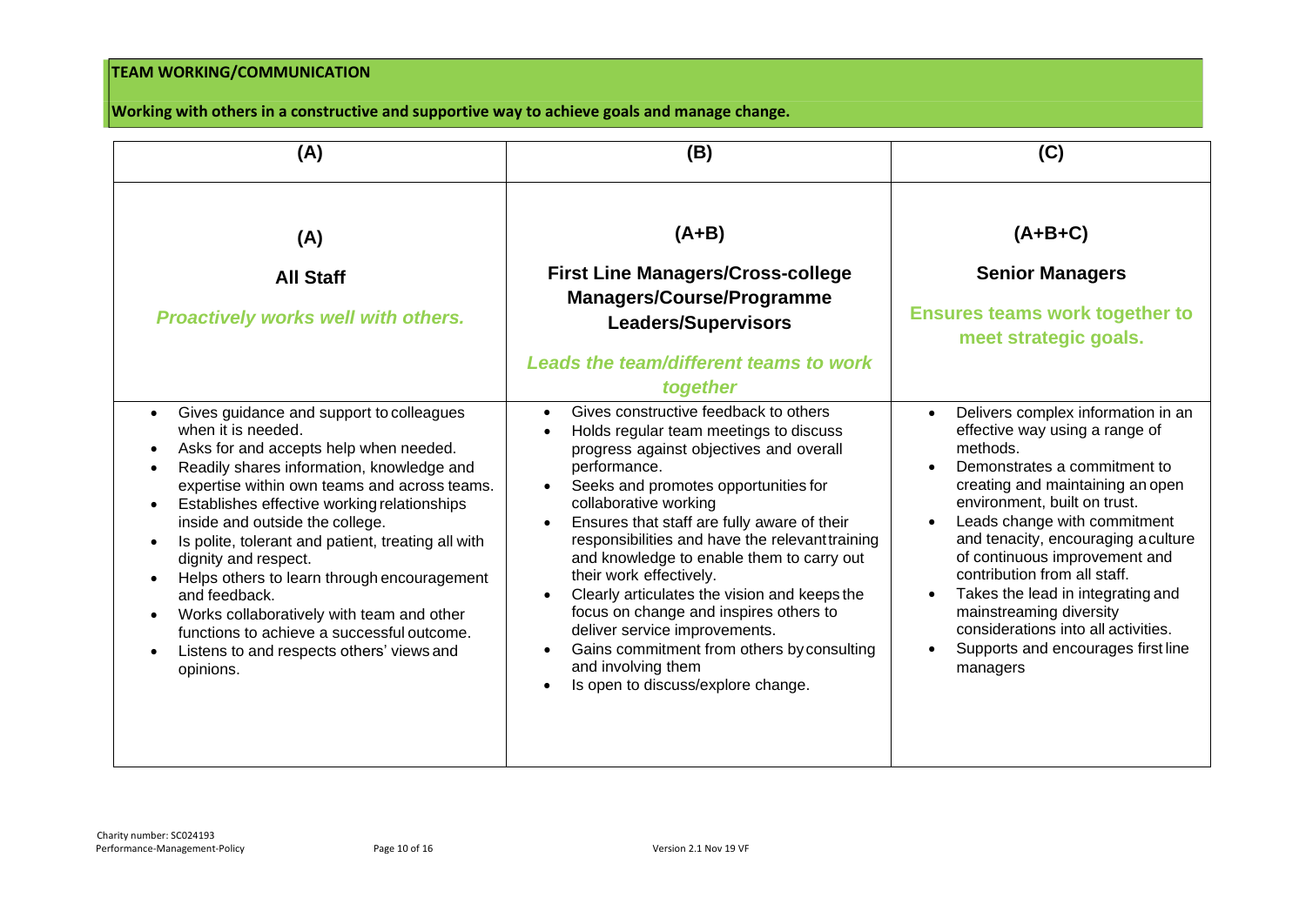**TEAM WORKING/COMMUNICATION**

**Working with others in a constructive and supportive way to achieve goals and manage change.**

| (A) | (B) | (C) |
|---|---|---|
| **(A)**<br><br>**All Staff**<br><br>***Proactively works well with others.*** | **(A+B)**<br><br>**First Line Managers/Cross-college Managers/Course/Programme Leaders/Supervisors**<br><br>***Leads the team/different teams to work together*** | **(A+B+C)**<br><br>**Senior Managers**<br><br>**Ensures teams work together to meet strategic goals.** |
| • Gives guidance and support to colleagues when it is needed.<br>• Asks for and accepts help when needed.<br>• Readily shares information, knowledge and expertise within own teams and across teams.<br>• Establishes effective working relationships inside and outside the college.<br>• Is polite, tolerant and patient, treating all with dignity and respect.<br>• Helps others to learn through encouragement and feedback.<br>• Works collaboratively with team and other functions to achieve a successful outcome.<br>• Listens to and respects others' views and opinions. | • Gives constructive feedback to others<br>• Holds regular team meetings to discuss progress against objectives and overall performance.<br>• Seeks and promotes opportunities for collaborative working<br>• Ensures that staff are fully aware of their responsibilities and have the relevant training and knowledge to enable them to carry out their work effectively.<br>• Clearly articulates the vision and keeps the focus on change and inspires others to deliver service improvements.<br>• Gains commitment from others by consulting and involving them<br>• Is open to discuss/explore change. | • Delivers complex information in an effective way using a range of methods.<br>• Demonstrates a commitment to creating and maintaining an open environment, built on trust.<br>• Leads change with commitment and tenacity, encouraging a culture of continuous improvement and contribution from all staff.<br>• Takes the lead in integrating and mainstreaming diversity considerations into all activities.<br>• Supports and encourages first line managers |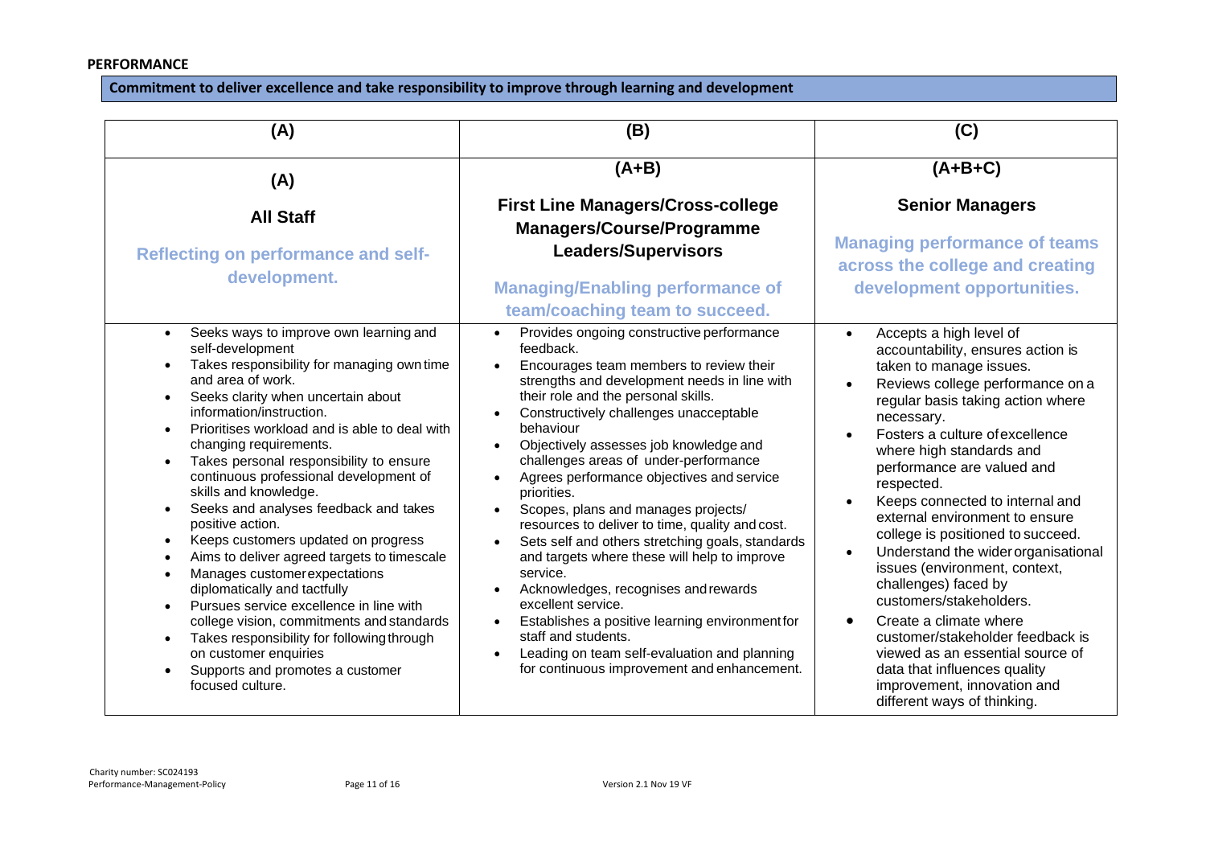**PERFORMANCE**

**Commitment to deliver excellence and take responsibility to improve through learning and development**

| (A) | (B) | (C) |
|---|---|---|
| **(A)**<br><br>**All Staff**<br><br>**Reflecting on performance and self-development.** | **(A+B)**<br><br>**First Line Managers/Cross-college Managers/Course/Programme Leaders/Supervisors**<br><br>**Managing/Enabling performance of team/coaching team to succeed.** | **(A+B+C)**<br><br>**Senior Managers**<br><br>**Managing performance of teams across the college and creating development opportunities.** |
| • Seeks ways to improve own learning and self-development<br>• Takes responsibility for managing own time and area of work.<br>• Seeks clarity when uncertain about information/instruction.<br>• Prioritises workload and is able to deal with changing requirements.<br>• Takes personal responsibility to ensure continuous professional development of skills and knowledge.<br>• Seeks and analyses feedback and takes positive action.<br>• Keeps customers updated on progress<br>• Aims to deliver agreed targets to timescale<br>• Manages customer expectations diplomatically and tactfully<br>• Pursues service excellence in line with college vision, commitments and standards<br>• Takes responsibility for following through on customer enquiries<br>• Supports and promotes a customer focused culture. | • Provides ongoing constructive performance feedback.<br>• Encourages team members to review their strengths and development needs in line with their role and the personal skills.<br>• Constructively challenges unacceptable behaviour<br>• Objectively assesses job knowledge and challenges areas of under-performance<br>• Agrees performance objectives and service priorities.<br>• Scopes, plans and manages projects/ resources to deliver to time, quality and cost.<br>• Sets self and others stretching goals, standards and targets where these will help to improve service.<br>• Acknowledges, recognises and rewards excellent service.<br>• Establishes a positive learning environment for staff and students.<br>• Leading on team self-evaluation and planning for continuous improvement and enhancement. | • Accepts a high level of accountability, ensures action is taken to manage issues.<br>• Reviews college performance on a regular basis taking action where necessary.<br>• Fosters a culture of excellence where high standards and performance are valued and respected.<br>• Keeps connected to internal and external environment to ensure college is positioned to succeed.<br>• Understand the wider organisational issues (environment, context, challenges) faced by customers/stakeholders.<br>• Create a climate where customer/stakeholder feedback is viewed as an essential source of data that influences quality improvement, innovation and different ways of thinking. |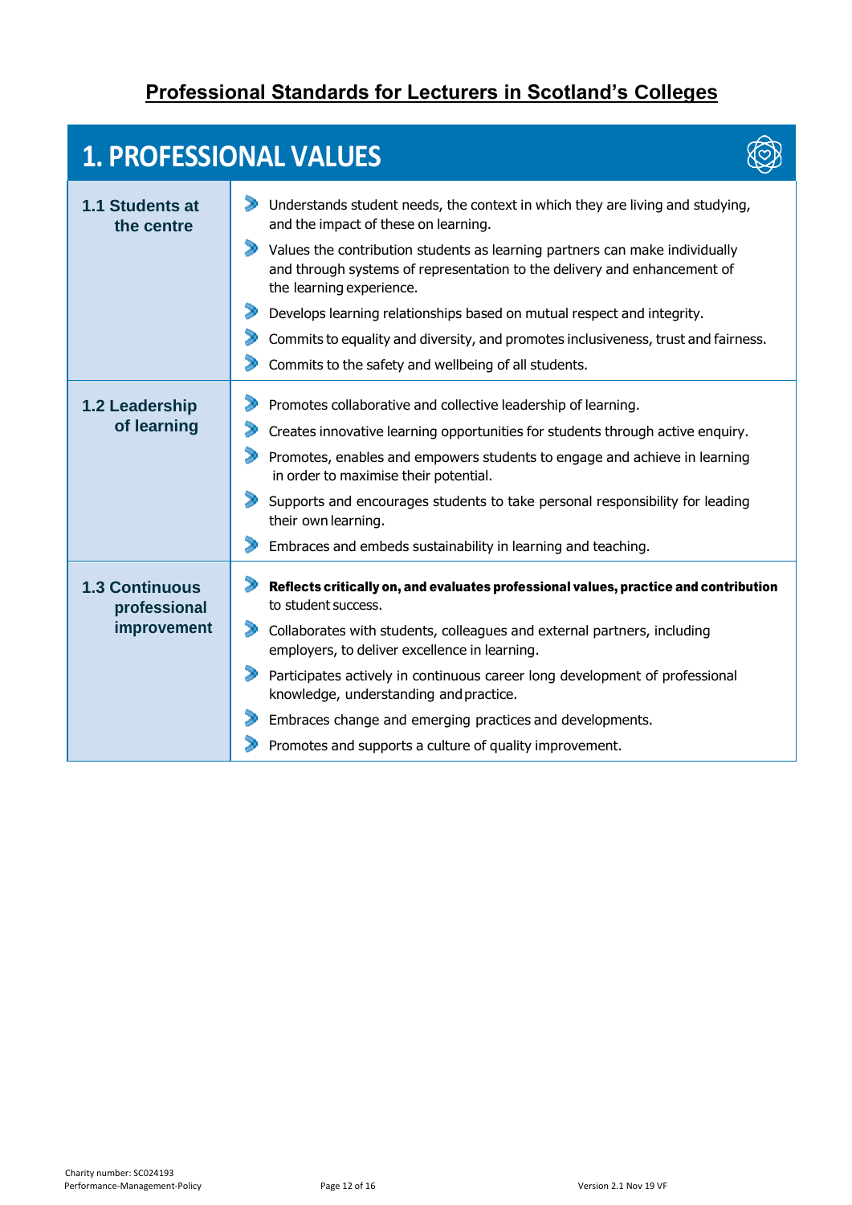## Professional Standards for Lecturers in Scotland's Colleges

# 1. PROFESSIONAL VALUES

| | |
|---|---|
| **1.1 Students at the centre** | • Understands student needs, the context in which they are living and studying, and the impact of these on learning.<br>• Values the contribution students as learning partners can make individually and through systems of representation to the delivery and enhancement of the learning experience.<br>• Develops learning relationships based on mutual respect and integrity.<br>• Commits to equality and diversity, and promotes inclusiveness, trust and fairness.<br>• Commits to the safety and wellbeing of all students. |
| **1.2 Leadership of learning** | • Promotes collaborative and collective leadership of learning.<br>• Creates innovative learning opportunities for students through active enquiry.<br>• Promotes, enables and empowers students to engage and achieve in learning in order to maximise their potential.<br>• Supports and encourages students to take personal responsibility for leading their own learning.<br>• Embraces and embeds sustainability in learning and teaching. |
| **1.3 Continuous professional improvement** | • **Reflects critically on, and evaluates professional values, practice and contribution** to student success.<br>• Collaborates with students, colleagues and external partners, including employers, to deliver excellence in learning.<br>• Participates actively in continuous career long development of professional knowledge, understanding and practice.<br>• Embraces change and emerging practices and developments.<br>• Promotes and supports a culture of quality improvement. |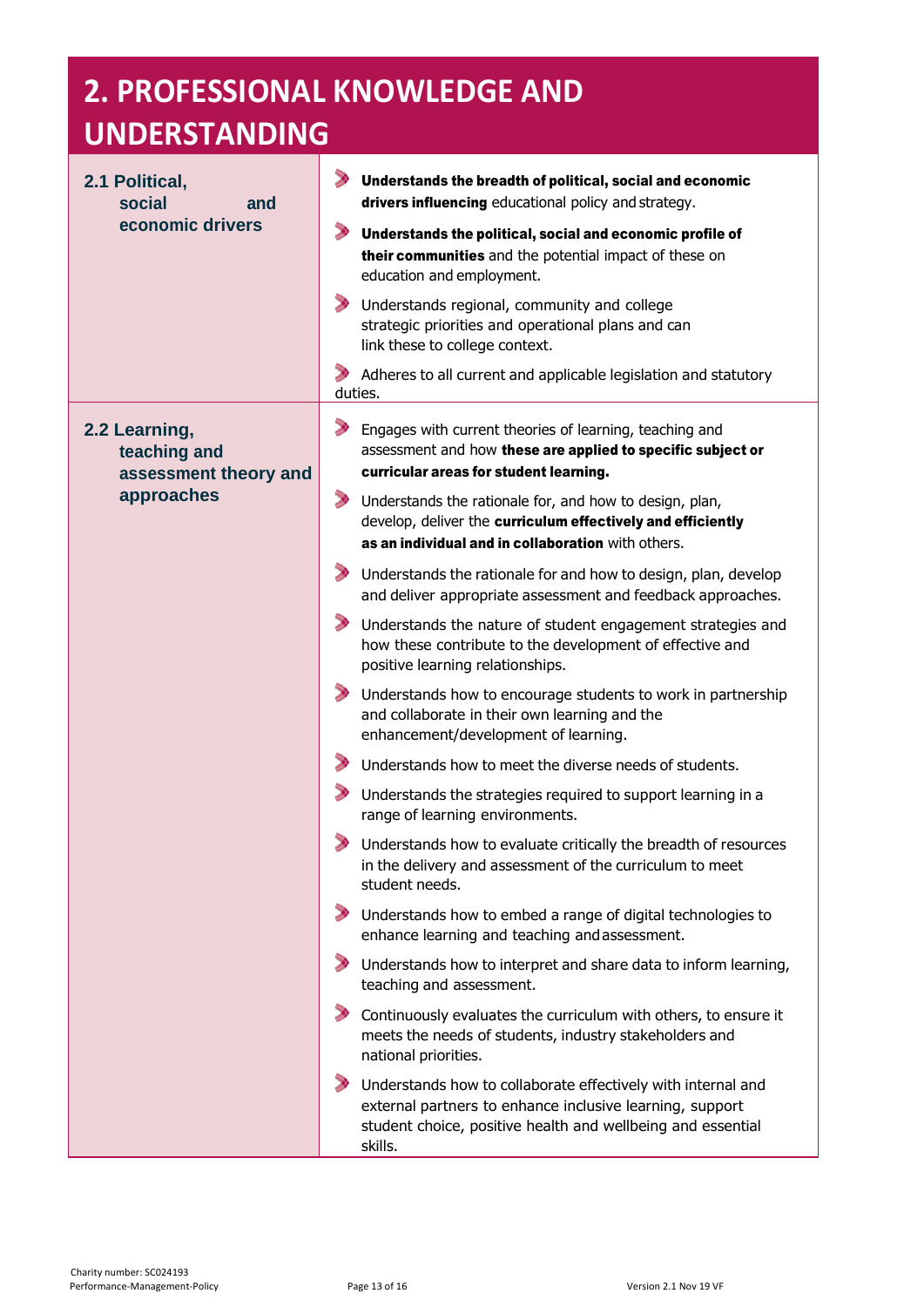## 2. PROFESSIONAL KNOWLEDGE AND UNDERSTANDING

| | |
|---|---|
| **2.1 Political, social and economic drivers** | **Understands the breadth of political, social and economic drivers influencing** educational policy and strategy.<br>**Understands the political, social and economic profile of their communities** and the potential impact of these on education and employment.<br>Understands regional, community and college strategic priorities and operational plans and can link these to college context.<br>Adheres to all current and applicable legislation and statutory duties. |
| **2.2 Learning, teaching and assessment theory and approaches** | Engages with current theories of learning, teaching and assessment and how **these are applied to specific subject or curricular areas for student learning.**<br>Understands the rationale for, and how to design, plan, develop, deliver the **curriculum effectively and efficiently as an individual and in collaboration** with others.<br>Understands the rationale for and how to design, plan, develop and deliver appropriate assessment and feedback approaches.<br>Understands the nature of student engagement strategies and how these contribute to the development of effective and positive learning relationships.<br>Understands how to encourage students to work in partnership and collaborate in their own learning and the enhancement/development of learning.<br>Understands how to meet the diverse needs of students.<br>Understands the strategies required to support learning in a range of learning environments.<br>Understands how to evaluate critically the breadth of resources in the delivery and assessment of the curriculum to meet student needs.<br>Understands how to embed a range of digital technologies to enhance learning and teaching and assessment.<br>Understands how to interpret and share data to inform learning, teaching and assessment.<br>Continuously evaluates the curriculum with others, to ensure it meets the needs of students, industry stakeholders and national priorities.<br>Understands how to collaborate effectively with internal and external partners to enhance inclusive learning, support student choice, positive health and wellbeing and essential skills. |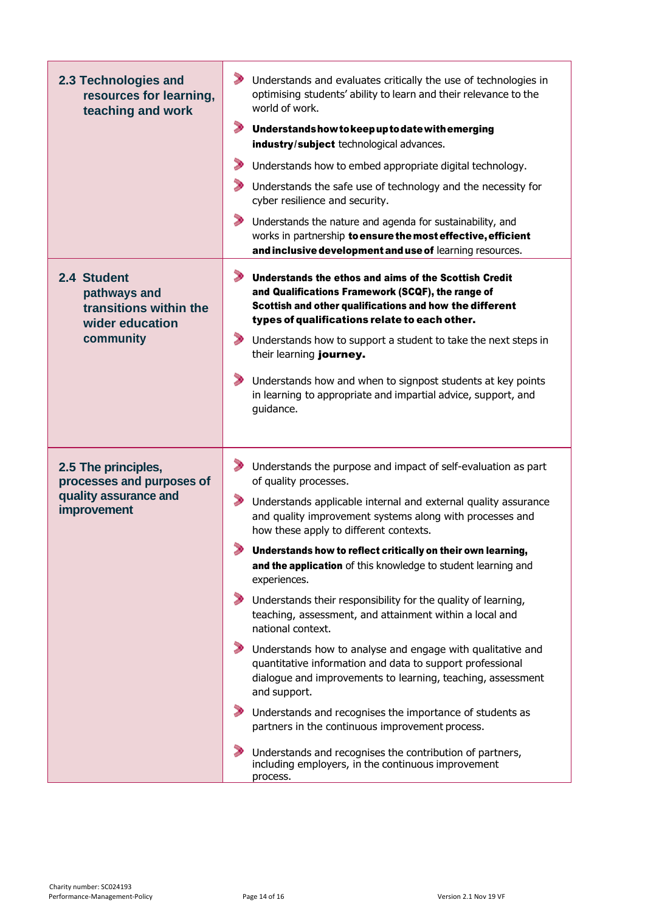| | |
|---|---|
| **2.3 Technologies and resources for learning, teaching and work** | • Understands and evaluates critically the use of technologies in optimising students' ability to learn and their relevance to the world of work.<br>• **Understands how to keep up to date with emerging industry/subject** technological advances.<br>• Understands how to embed appropriate digital technology.<br>• Understands the safe use of technology and the necessity for cyber resilience and security.<br>• Understands the nature and agenda for sustainability, and works in partnership **to ensure the most effective, efficient and inclusive development and use of** learning resources. |
| **2.4 Student pathways and transitions within the wider education community** | • **Understands the ethos and aims of the Scottish Credit and Qualifications Framework (SCQF), the range of Scottish and other qualifications and how the different types of qualifications relate to each other.**<br>• Understands how to support a student to take the next steps in their learning **journey.**<br>• Understands how and when to signpost students at key points in learning to appropriate and impartial advice, support, and guidance. |
| **2.5 The principles, processes and purposes of quality assurance and improvement** | • Understands the purpose and impact of self-evaluation as part of quality processes.<br>• Understands applicable internal and external quality assurance and quality improvement systems along with processes and how these apply to different contexts.<br>• **Understands how to reflect critically on their own learning, and the application** of this knowledge to student learning and experiences.<br>• Understands their responsibility for the quality of learning, teaching, assessment, and attainment within a local and national context.<br>• Understands how to analyse and engage with qualitative and quantitative information and data to support professional dialogue and improvements to learning, teaching, assessment and support.<br>• Understands and recognises the importance of students as partners in the continuous improvement process.<br>• Understands and recognises the contribution of partners, including employers, in the continuous improvement process. |

Charity number: SC024193
Performance-Management-Policy
Version 2.1 Nov 19 VF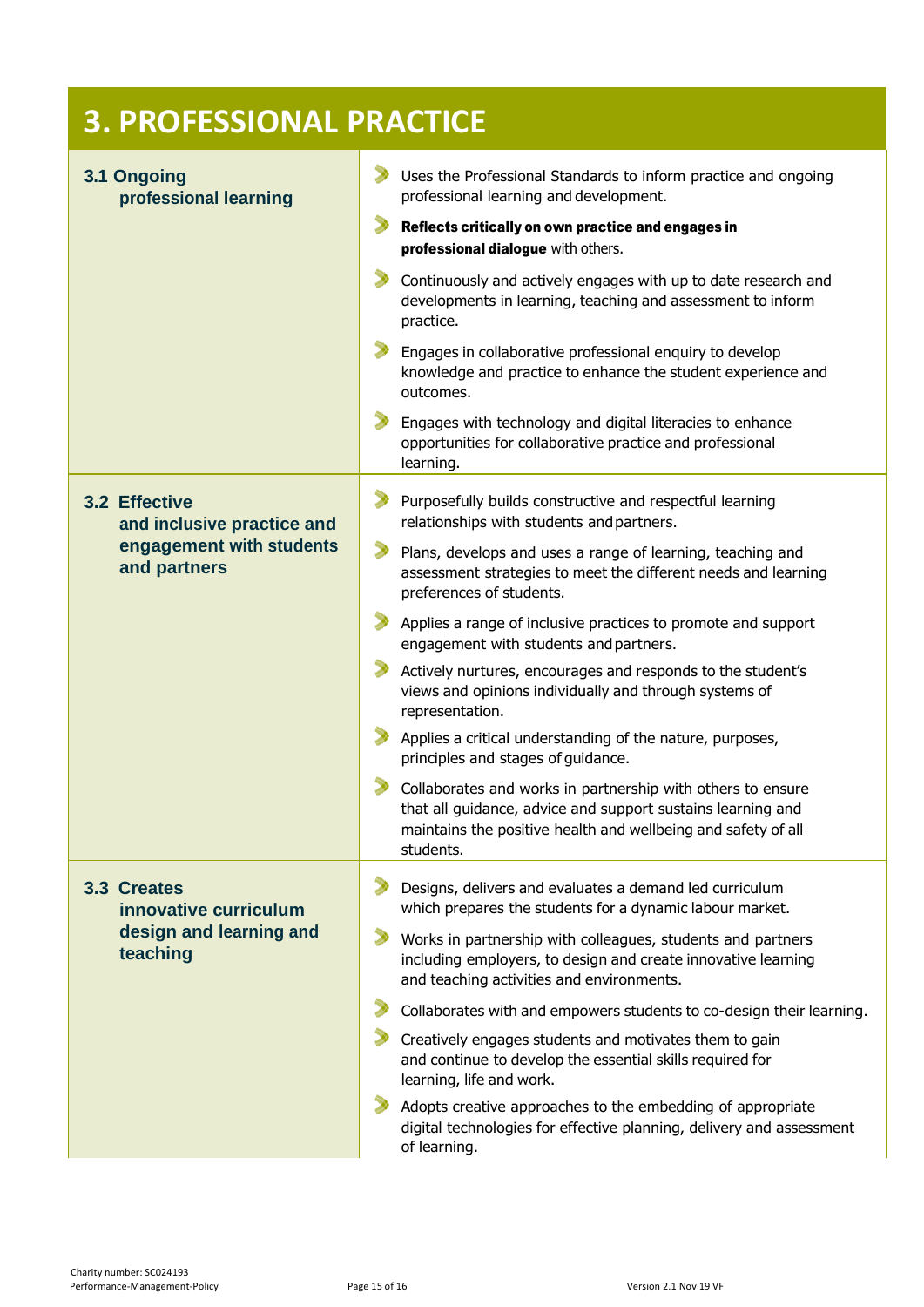# 3. PROFESSIONAL PRACTICE

| | |
|---|---|
| **3.1 Ongoing professional learning** | • Uses the Professional Standards to inform practice and ongoing professional learning and development.<br>• **Reflects critically on own practice and engages in professional dialogue** with others.<br>• Continuously and actively engages with up to date research and developments in learning, teaching and assessment to inform practice.<br>• Engages in collaborative professional enquiry to develop knowledge and practice to enhance the student experience and outcomes.<br>• Engages with technology and digital literacies to enhance opportunities for collaborative practice and professional learning. |
| **3.2 Effective and inclusive practice and engagement with students and partners** | • Purposefully builds constructive and respectful learning relationships with students and partners.<br>• Plans, develops and uses a range of learning, teaching and assessment strategies to meet the different needs and learning preferences of students.<br>• Applies a range of inclusive practices to promote and support engagement with students and partners.<br>• Actively nurtures, encourages and responds to the student's views and opinions individually and through systems of representation.<br>• Applies a critical understanding of the nature, purposes, principles and stages of guidance.<br>• Collaborates and works in partnership with others to ensure that all guidance, advice and support sustains learning and maintains the positive health and wellbeing and safety of all students. |
| **3.3 Creates innovative curriculum design and learning and teaching** | • Designs, delivers and evaluates a demand led curriculum which prepares the students for a dynamic labour market.<br>• Works in partnership with colleagues, students and partners including employers, to design and create innovative learning and teaching activities and environments.<br>• Collaborates with and empowers students to co-design their learning.<br>• Creatively engages students and motivates them to gain and continue to develop the essential skills required for learning, life and work.<br>• Adopts creative approaches to the embedding of appropriate digital technologies for effective planning, delivery and assessment of learning. |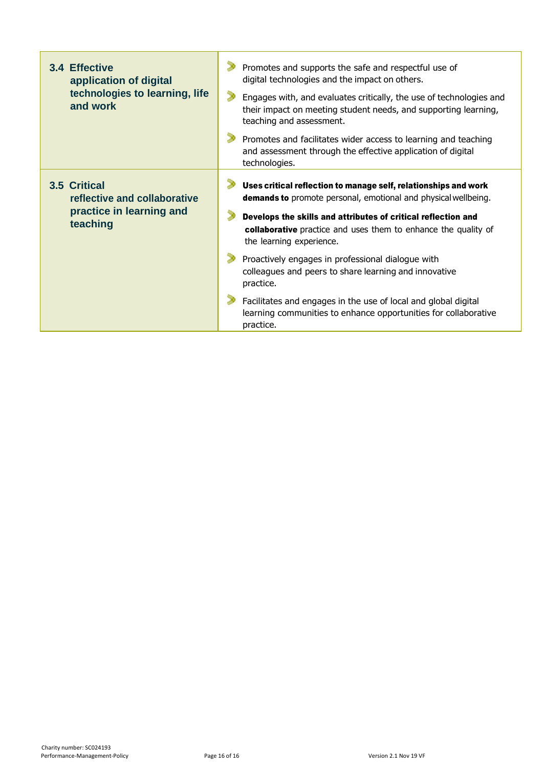| | |
|---|---|
| **3.4 Effective application of digital technologies to learning, life and work** | Promotes and supports the safe and respectful use of digital technologies and the impact on others.<br>Engages with, and evaluates critically, the use of technologies and their impact on meeting student needs, and supporting learning, teaching and assessment.<br>Promotes and facilitates wider access to learning and teaching and assessment through the effective application of digital technologies. |
| **3.5 Critical reflective and collaborative practice in learning and teaching** | **Uses critical reflection to manage self, relationships and work demands to** promote personal, emotional and physical wellbeing.<br>**Develops the skills and attributes of critical reflection and collaborative** practice and uses them to enhance the quality of the learning experience.<br>Proactively engages in professional dialogue with colleagues and peers to share learning and innovative practice.<br>Facilitates and engages in the use of local and global digital learning communities to enhance opportunities for collaborative practice. |